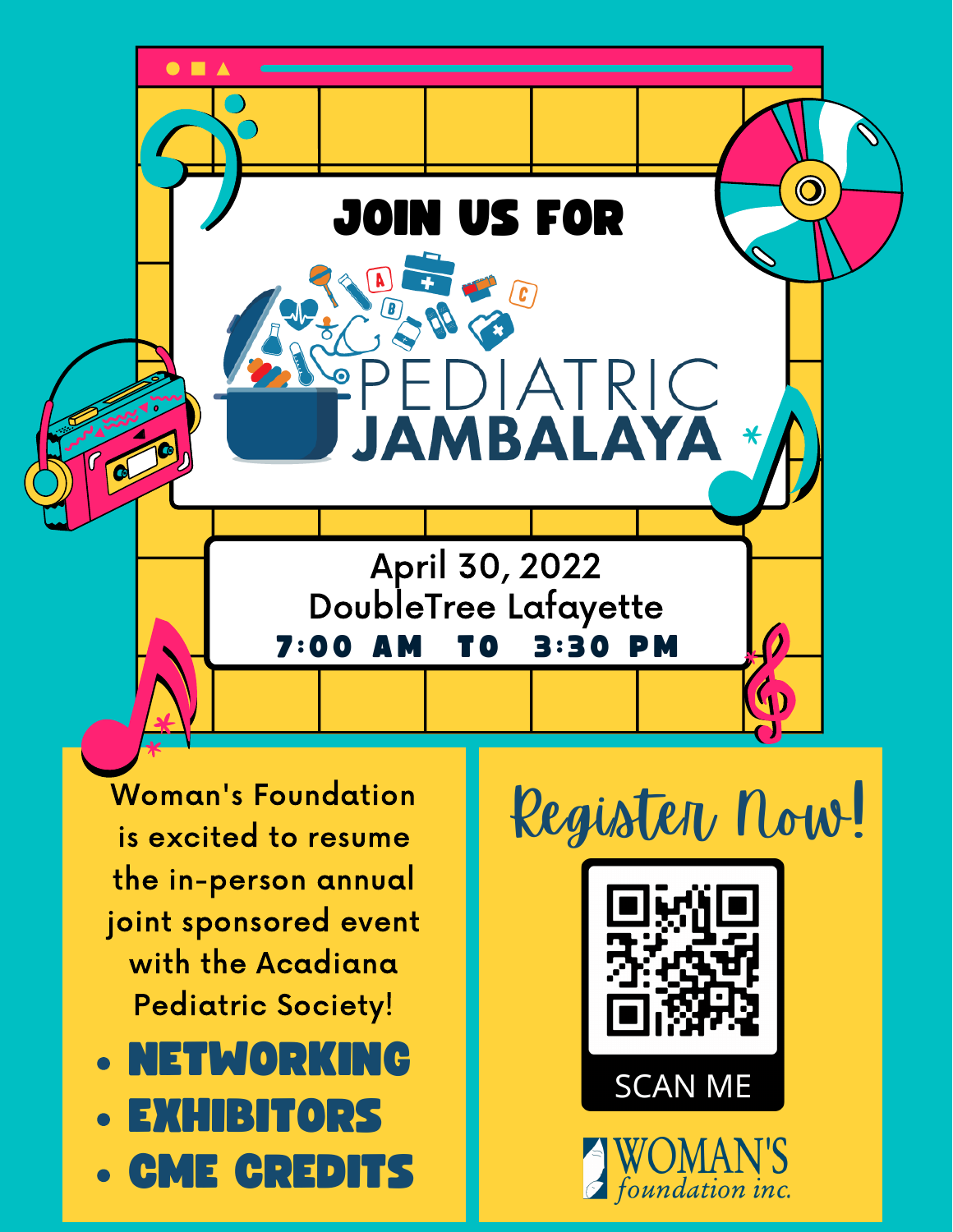# JOIN US FOR

# PEDIATRIC JAMBALAYA

April 30, 2022
DoubleTree Lafayette
**7:00 AM TO 3:30 PM**

Woman's Foundation is excited to resume the in-person annual joint sponsored event with the Acadiana Pediatric Society!

- **NETWORKING**
- **EXHIBITORS**
- **CME CREDITS**

## Register Now!

SCAN ME

WOMAN'S foundation inc.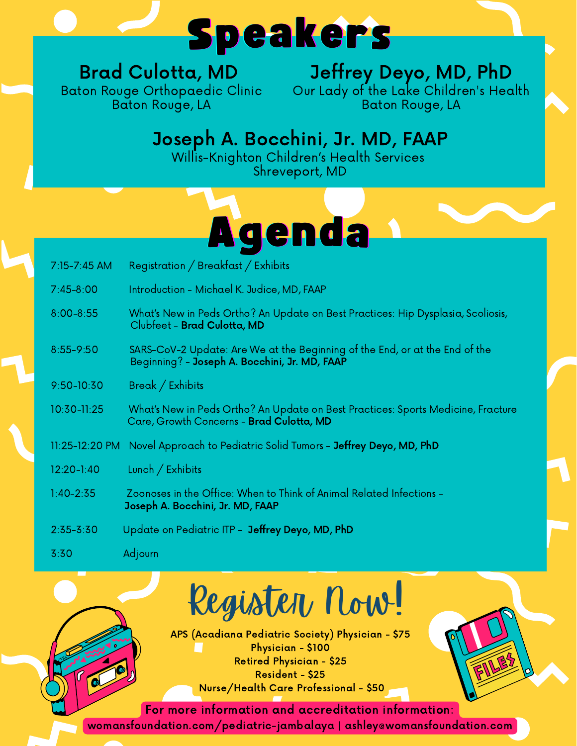# Speakers

**Brad Culotta, MD**
Baton Rouge Orthopaedic Clinic
Baton Rouge, LA

**Jeffrey Deyo, MD, PhD**
Our Lady of the Lake Children's Health
Baton Rouge, LA

**Joseph A. Bocchini, Jr. MD, FAAP**
Willis-Knighton Children's Health Services
Shreveport, MD

# Agenda

| | |
|---|---|
| 7:15-7:45 AM | Registration / Breakfast / Exhibits |
| 7:45-8:00 | Introduction - Michael K. Judice, MD, FAAP |
| 8:00-8:55 | What's New in Peds Ortho? An Update on Best Practices: Hip Dysplasia, Scoliosis, Clubfeet - **Brad Culotta, MD** |
| 8:55-9:50 | SARS-CoV-2 Update: Are We at the Beginning of the End, or at the End of the Beginning? - **Joseph A. Bocchini, Jr. MD, FAAP** |
| 9:50-10:30 | Break / Exhibits |
| 10:30-11:25 | What's New in Peds Ortho? An Update on Best Practices: Sports Medicine, Fracture Care, Growth Concerns - **Brad Culotta, MD** |
| 11:25-12:20 PM | Novel Approach to Pediatric Solid Tumors - **Jeffrey Deyo, MD, PhD** |
| 12:20-1:40 | Lunch / Exhibits |
| 1:40-2:35 | Zoonoses in the Office: When to Think of Animal Related Infections - **Joseph A. Bocchini, Jr. MD, FAAP** |
| 2:35-3:30 | Update on Pediatric ITP - **Jeffrey Deyo, MD, PhD** |
| 3:30 | Adjourn |

# Register Now!

APS (Acadiana Pediatric Society) Physician - $75
Physician - $100
Retired Physician - $25
Resident - $25
Nurse/Health Care Professional - $50

For more information and accreditation information:
womansfoundation.com/pediatric-jambalaya | ashley@womansfoundation.com